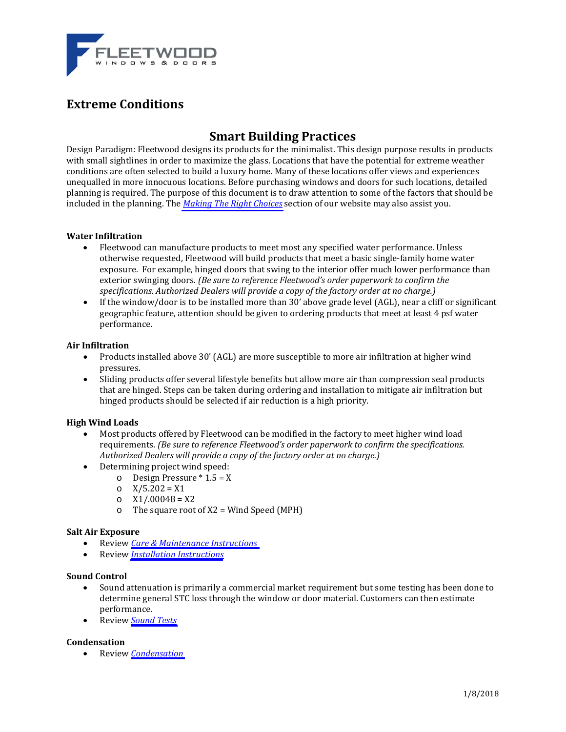# Extreme Conditions

## Smart Building Practices

Design Paradigm: Fleetwood designs its products for the minimalist. This design purpose results in products with small sightlines in order to maximize the glass. Locations that have the potential for extreme weather conditions are often selected to build a luxury home. Many of these locations offer views and experiences unequalled in more innocuous locations. Before purchasing windows and doors for such locations, detailed planning is required. The purpose of this document is to draw attention to some of the factors that should be included in the planning. The *Making The Right Choices* section of our website may also assist you.

### Water Infiltration

- Fleetwood can manufacture products to meet most any specified water performance. Unless otherwise requested, Fleetwood will build products that meet a basic single-family home water exposure. For example, hinged doors that swing to the interior offer much lower performance than exterior swinging doors. *(Be sure to reference Fleetwood's order paperwork to confirm the specifications. Authorized Dealers will provide a copy of the factory order at no charge.)*
- If the window/door is to be installed more than 30' above grade level (AGL), near a cliff or significant geographic feature, attention should be given to ordering products that meet at least 4 psf water performance.

### Air Infiltration

- Products installed above 30' (AGL) are more susceptible to more air infiltration at higher wind pressures.
- Sliding products offer several lifestyle benefits but allow more air than compression seal products that are hinged. Steps can be taken during ordering and installation to mitigate air infiltration but hinged products should be selected if air reduction is a high priority.

### High Wind Loads

- Most products offered by Fleetwood can be modified in the factory to meet higher wind load requirements. *(Be sure to reference Fleetwood's order paperwork to confirm the specifications. Authorized Dealers will provide a copy of the factory order at no charge.)*
- Determining project wind speed:
  - Design Pressure * 1.5 = X
  - X/5.202 = X1
  - X1/.00048 = X2
  - The square root of X2 = Wind Speed (MPH)

### Salt Air Exposure

- Review *Care & Maintenance Instructions*
- Review *Installation Instructions*

### Sound Control

- Sound attenuation is primarily a commercial market requirement but some testing has been done to determine general STC loss through the window or door material. Customers can then estimate performance.
- Review *Sound Tests*

### Condensation

- Review *Condensation*

1/8/2018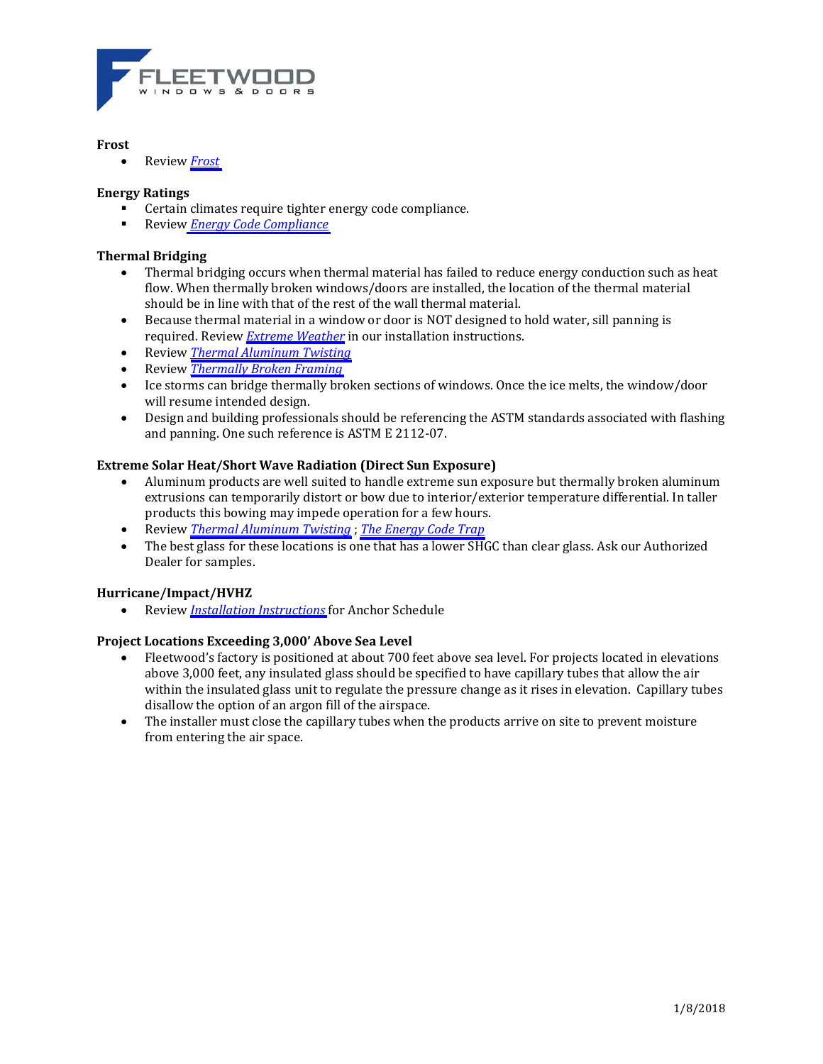**Frost**

- Review *Frost*

**Energy Ratings**

- Certain climates require tighter energy code compliance.
- Review *Energy Code Compliance*

**Thermal Bridging**

- Thermal bridging occurs when thermal material has failed to reduce energy conduction such as heat flow. When thermally broken windows/doors are installed, the location of the thermal material should be in line with that of the rest of the wall thermal material.
- Because thermal material in a window or door is NOT designed to hold water, sill panning is required. Review *Extreme Weather* in our installation instructions.
- Review *Thermal Aluminum Twisting*
- Review *Thermally Broken Framing*
- Ice storms can bridge thermally broken sections of windows. Once the ice melts, the window/door will resume intended design.
- Design and building professionals should be referencing the ASTM standards associated with flashing and panning. One such reference is ASTM E 2112-07.

**Extreme Solar Heat/Short Wave Radiation (Direct Sun Exposure)**

- Aluminum products are well suited to handle extreme sun exposure but thermally broken aluminum extrusions can temporarily distort or bow due to interior/exterior temperature differential. In taller products this bowing may impede operation for a few hours.
- Review *Thermal Aluminum Twisting* ; *The Energy Code Trap*
- The best glass for these locations is one that has a lower SHGC than clear glass. Ask our Authorized Dealer for samples.

**Hurricane/Impact/HVHZ**

- Review *Installation Instructions* for Anchor Schedule

**Project Locations Exceeding 3,000' Above Sea Level**

- Fleetwood's factory is positioned at about 700 feet above sea level. For projects located in elevations above 3,000 feet, any insulated glass should be specified to have capillary tubes that allow the air within the insulated glass unit to regulate the pressure change as it rises in elevation. Capillary tubes disallow the option of an argon fill of the airspace.
- The installer must close the capillary tubes when the products arrive on site to prevent moisture from entering the air space.

1/8/2018